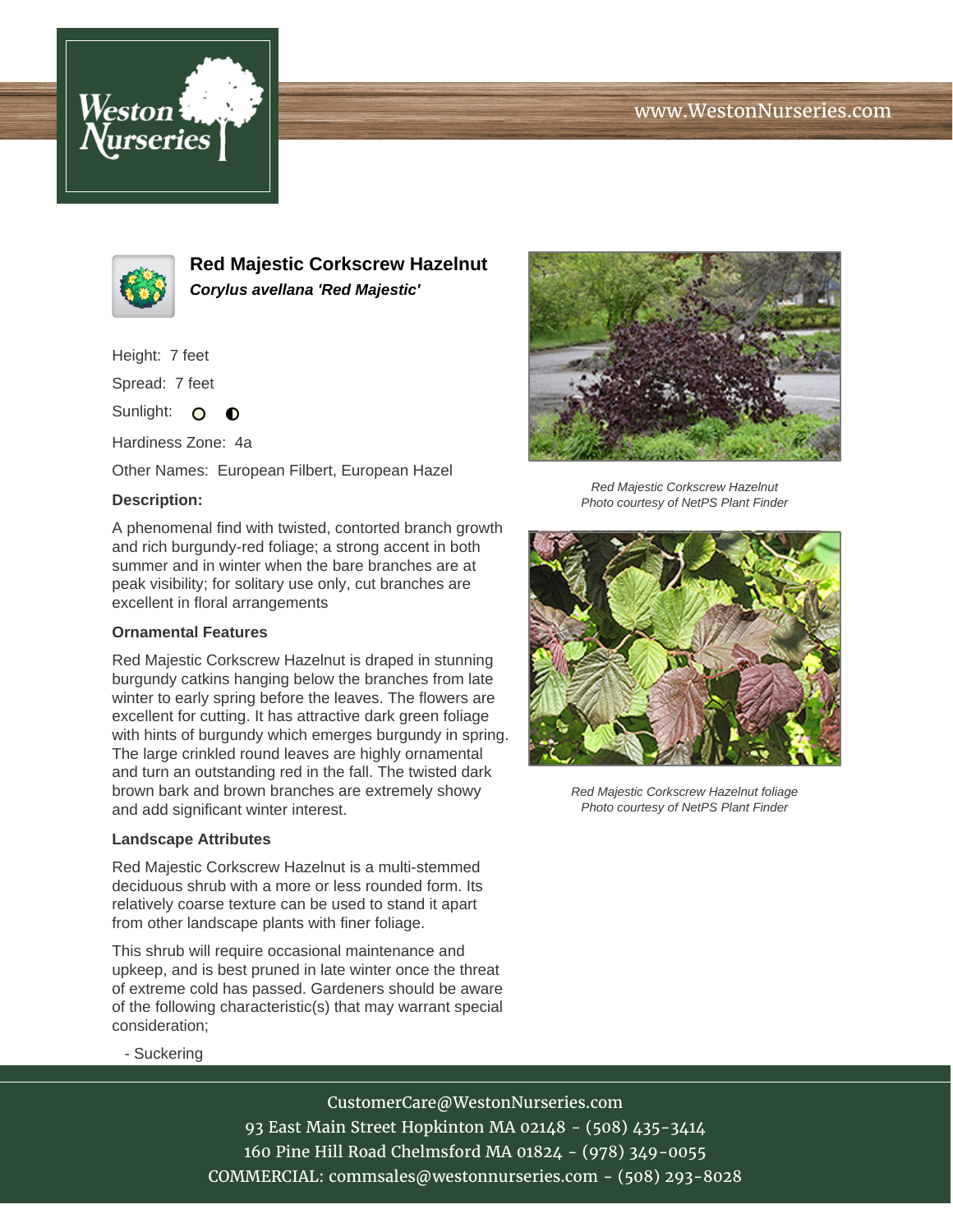# Red Majestic Corkscrew Hazelnut

***Corylus avellana 'Red Majestic'***

Height: 7 feet

Spread: 7 feet

Sunlight:

Hardiness Zone: 4a

Other Names: European Filbert, European Hazel

**Description:**

A phenomenal find with twisted, contorted branch growth and rich burgundy-red foliage; a strong accent in both summer and in winter when the bare branches are at peak visibility; for solitary use only, cut branches are excellent in floral arrangements

**Ornamental Features**

Red Majestic Corkscrew Hazelnut is draped in stunning burgundy catkins hanging below the branches from late winter to early spring before the leaves. The flowers are excellent for cutting. It has attractive dark green foliage with hints of burgundy which emerges burgundy in spring. The large crinkled round leaves are highly ornamental and turn an outstanding red in the fall. The twisted dark brown bark and brown branches are extremely showy and add significant winter interest.

**Landscape Attributes**

Red Majestic Corkscrew Hazelnut is a multi-stemmed deciduous shrub with a more or less rounded form. Its relatively coarse texture can be used to stand it apart from other landscape plants with finer foliage.

This shrub will require occasional maintenance and upkeep, and is best pruned in late winter once the threat of extreme cold has passed. Gardeners should be aware of the following characteristic(s) that may warrant special consideration;

- Suckering

*Red Majestic Corkscrew Hazelnut*
*Photo courtesy of NetPS Plant Finder*

*Red Majestic Corkscrew Hazelnut foliage*
*Photo courtesy of NetPS Plant Finder*

CustomerCare@WestonNurseries.com
93 East Main Street Hopkinton MA 02148 - (508) 435-3414
160 Pine Hill Road Chelmsford MA 01824 - (978) 349-0055
COMMERCIAL: commsales@westonnurseries.com - (508) 293-8028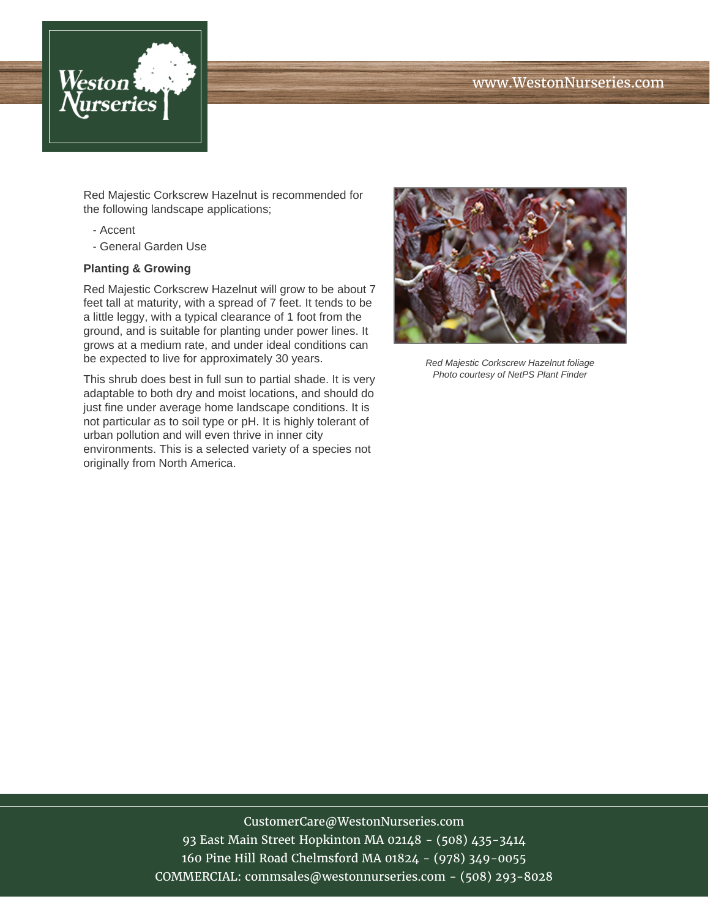Red Majestic Corkscrew Hazelnut is recommended for the following landscape applications;

- Accent
- General Garden Use

**Planting & Growing**

Red Majestic Corkscrew Hazelnut will grow to be about 7 feet tall at maturity, with a spread of 7 feet. It tends to be a little leggy, with a typical clearance of 1 foot from the ground, and is suitable for planting under power lines. It grows at a medium rate, and under ideal conditions can be expected to live for approximately 30 years.

This shrub does best in full sun to partial shade. It is very adaptable to both dry and moist locations, and should do just fine under average home landscape conditions. It is not particular as to soil type or pH. It is highly tolerant of urban pollution and will even thrive in inner city environments. This is a selected variety of a species not originally from North America.

*Red Majestic Corkscrew Hazelnut foliage*
*Photo courtesy of NetPS Plant Finder*

CustomerCare@WestonNurseries.com
93 East Main Street Hopkinton MA 02148 - (508) 435-3414
160 Pine Hill Road Chelmsford MA 01824 - (978) 349-0055
COMMERCIAL: commsales@westonnurseries.com - (508) 293-8028